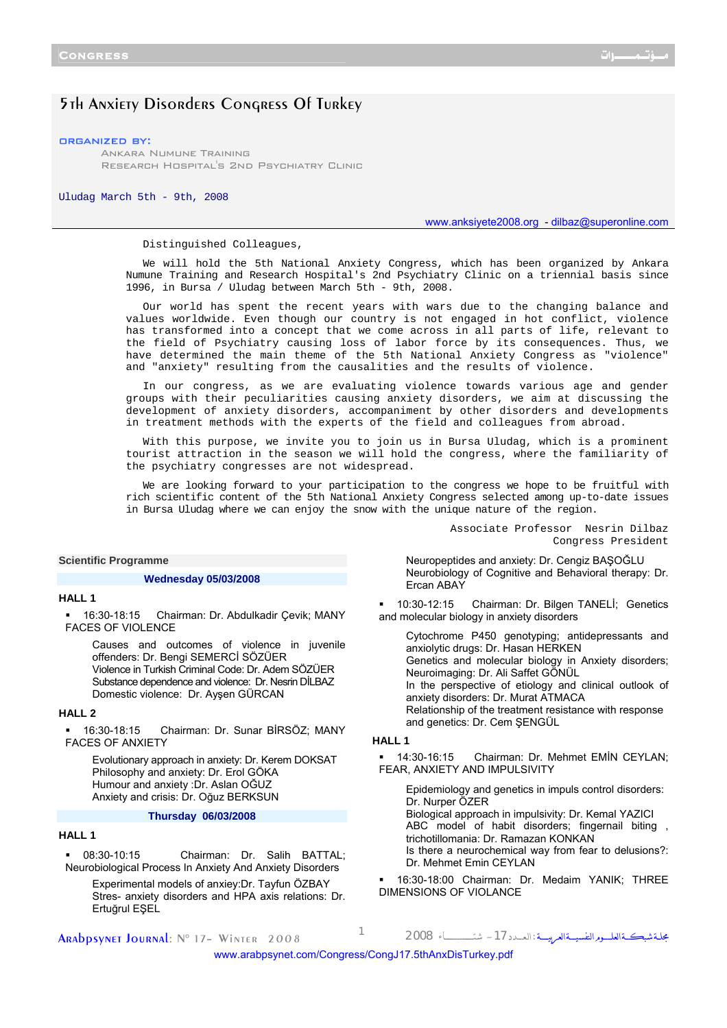# 5th Anxiety Disorders Congress Of Turkey

**ORGANIZED BY:**
Ankara Numune Training
Research Hospital's 2nd Psychiatry Clinic

Uludag March 5th - 9th, 2008

www.anksiyete2008.org - dilbaz@superonline.com

Distinguished Colleagues,

We will hold the 5th National Anxiety Congress, which has been organized by Ankara Numune Training and Research Hospital's 2nd Psychiatry Clinic on a triennial basis since 1996, in Bursa / Uludag between March 5th - 9th, 2008.

Our world has spent the recent years with wars due to the changing balance and values worldwide. Even though our country is not engaged in hot conflict, violence has transformed into a concept that we come across in all parts of life, relevant to the field of Psychiatry causing loss of labor force by its consequences. Thus, we have determined the main theme of the 5th National Anxiety Congress as "violence" and "anxiety" resulting from the causalities and the results of violence.

In our congress, as we are evaluating violence towards various age and gender groups with their peculiarities causing anxiety disorders, we aim at discussing the development of anxiety disorders, accompaniment by other disorders and developments in treatment methods with the experts of the field and colleagues from abroad.

With this purpose, we invite you to join us in Bursa Uludag, which is a prominent tourist attraction in the season we will hold the congress, where the familiarity of the psychiatry congresses are not widespread.

We are looking forward to your participation to the congress we hope to be fruitful with rich scientific content of the 5th National Anxiety Congress selected among up-to-date issues in Bursa Uludag where we can enjoy the snow with the unique nature of the region.

Associate Professor Nesrin Dilbaz
Congress President

## Scientific Programme

### Wednesday 05/03/2008

**HALL 1**

- 16:30-18:15 Chairman: Dr. Abdulkadir Çevik; MANY FACES OF VIOLENCE

  Causes and outcomes of violence in juvenile offenders: Dr. Bengi SEMERCİ SÖZÜER
  Violence in Turkish Criminal Code: Dr. Adem SÖZÜER
  Substance dependence and violence: Dr. Nesrin DİLBAZ
  Domestic violence: Dr. Ayşen GÜRCAN

**HALL 2**

- 16:30-18:15 Chairman: Dr. Sunar BİRSÖZ; MANY FACES OF ANXIETY

  Evolutionary approach in anxiety: Dr. Kerem DOKSAT
  Philosophy and anxiety: Dr. Erol GÖKA
  Humour and anxiety :Dr. Aslan OĞUZ
  Anxiety and crisis: Dr. Oğuz BERKSUN

### Thursday 06/03/2008

**HALL 1**

- 08:30-10:15 Chairman: Dr. Salih BATTAL; Neurobiological Process In Anxiety And Anxiety Disorders

  Experimental models of anxiey:Dr. Tayfun ÖZBAY
  Stres- anxiety disorders and HPA axis relations: Dr. Ertuğrul EŞEL
  Neuropeptides and anxiety: Dr. Cengiz BAŞOĞLU
  Neurobiology of Cognitive and Behavioral therapy: Dr. Ercan ABAY

- 10:30-12:15 Chairman: Dr. Bilgen TANELİ; Genetics and molecular biology in anxiety disorders

  Cytochrome P450 genotyping; antidepressants and anxiolytic drugs: Dr. Hasan HERKEN
  Genetics and molecular biology in Anxiety disorders; Neuroimaging: Dr. Ali Saffet GÖNÜL
  In the perspective of etiology and clinical outlook of anxiety disorders: Dr. Murat ATMACA
  Relationship of the treatment resistance with response and genetics: Dr. Cem ŞENGÜL

**HALL 1**

- 14:30-16:15 Chairman: Dr. Mehmet EMİN CEYLAN; FEAR, ANXIETY AND IMPULSIVITY

  Epidemiology and genetics in impulse control disorders: Dr. Nurper ÖZER
  Biological approach in impulsivity: Dr. Kemal YAZICI
  ABC model of habit disorders; fingernail biting , trichotillomania: Dr. Ramazan KONKAN
  Is there a neurochemical way from fear to delusions?: Dr. Mehmet Emin CEYLAN

- 16:30-18:00 Chairman: Dr. Medaim YANIK; THREE DIMENSIONS OF VIOLANCE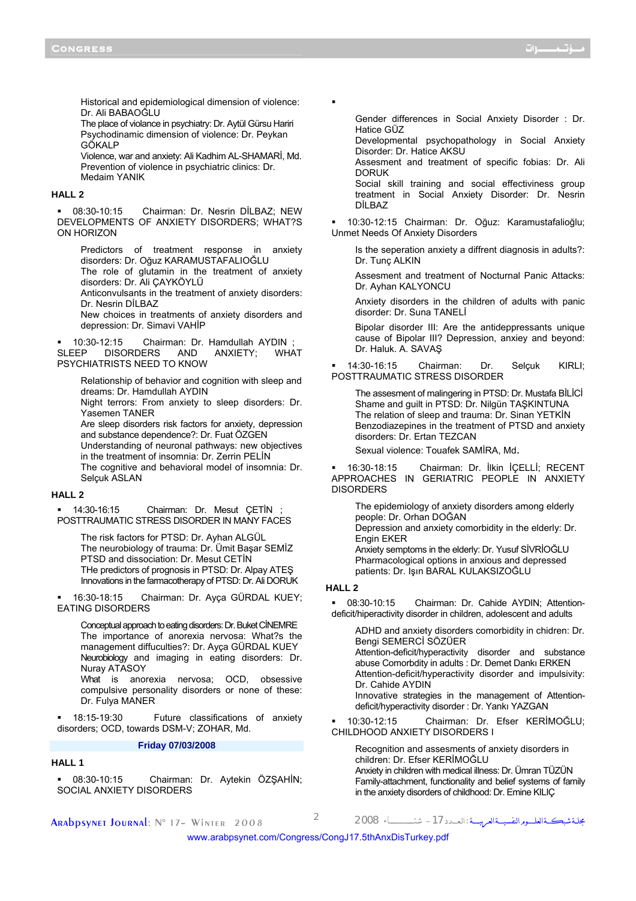Historical and epidemiological dimension of violence: Dr. Ali BABAOĞLU
The place of violance in psychiatry: Dr. Aytül Gürsu Hariri
Psychodinamic dimension of violence: Dr. Peykan GÖKALP
Violence, war and anxiety: Ali Kadhim AL-SHAMARİ, Md.
Prevention of violence in psychiatric clinics: Dr. Medaim YANIK

**HALL 2**

- 08:30-10:15 Chairman: Dr. Nesrin DİLBAZ; NEW DEVELOPMENTS OF ANXIETY DISORDERS; WHAT?S ON HORIZON

Predictors of treatment response in anxiety disorders: Dr. Oğuz KARAMUSTAFALIOĞLU
The role of glutamin in the treatment of anxiety disorders: Dr. Ali ÇAYKÖYLÜ
Anticonvulsants in the treatment of anxiety disorders: Dr. Nesrin DİLBAZ
New choices in treatments of anxiety disorders and depression: Dr. Simavi VAHİP

- 10:30-12:15 Chairman: Dr. Hamdullah AYDIN ; SLEEP DISORDERS AND ANXIETY; WHAT PSYCHIATRISTS NEED TO KNOW

Relationship of behavior and cognition with sleep and dreams: Dr. Hamdullah AYDIN
Night terrors: From anxiety to sleep disorders: Dr. Yasemen TANER
Are sleep disorders risk factors for anxiety, depression and substance dependence?: Dr. Fuat ÖZGEN
Understanding of neuronal pathways: new objectives in the treatment of insomnia: Dr. Zerrin PELİN
The cognitive and behavioral model of insomnia: Dr. Selçuk ASLAN

**HALL 2**

- 14:30-16:15 Chairman: Dr. Mesut ÇETİN ; POSTTRAUMATIC STRESS DISORDER IN MANY FACES

The risk factors for PTSD: Dr. Ayhan ALGÜL
The neurobiology of trauma: Dr. Ümit Başar SEMİZ
PTSD and dissociation: Dr. Mesut CETİN
THe predictors of prognosis in PTSD: Dr. Alpay ATEŞ
Innovations in the farmacotherapy of PTSD: Dr. Ali DORUK

- 16:30-18:15 Chairman: Dr. Ayça GÜRDAL KUEY; EATING DISORDERS

Conceptual approach to eating disorders: Dr. Buket CİNEMRE
The importance of anorexia nervosa: What?s the management diffuculties?: Dr. Ayça GÜRDAL KUEY
Neurobiology and imaging in eating disorders: Dr. Nuray ATASOY
What is anorexia nervosa; OCD, obsessive compulsive personality disorders or none of these: Dr. Fulya MANER

- 18:15-19:30 Future classifications of anxiety disorders; OCD, towards DSM-V; ZOHAR, Md.

**Friday 07/03/2008**

**HALL 1**

- 08:30-10:15 Chairman: Dr. Aytekin ÖZŞAHİN; SOCIAL ANXIETY DISORDERS

Gender differences in Social Anxiety Disorder : Dr. Hatice GÜZ
Developmental psychopathology in Social Anxiety Disorder: Dr. Hatice AKSU
Assesment and treatment of specific fobias: Dr. Ali DORUK
Social skill training and social effectiveness group treatment in Social Anxiety Disorder: Dr. Nesrin DİLBAZ

- 10:30-12:15 Chairman: Dr. Oğuz: Karamustafalioğlu; Unmet Needs Of Anxiety Disorders

Is the seperation anxiety a diffrent diagnosis in adults?: Dr. Tunç ALKIN

Assessment and treatment of Nocturnal Panic Attacks: Dr. Ayhan KALYONCU

Anxiety disorders in the children of adults with panic disorder: Dr. Suna TANELİ

Bipolar disorder III: Are the antideppressants unique cause of Bipolar III? Depression, anxiey and beyond: Dr. Haluk. A. SAVAŞ

- 14:30-16:15 Chairman: Dr. Selçuk KIRLI; POSTTRAUMATIC STRESS DISORDER

The assesment of malingering in PTSD: Dr. Mustafa BİLİCİ
Shame and guilt in PTSD: Dr. Nilgün TAŞKINTUNA
The relation of sleep and trauma: Dr. Sinan YETKİN
Benzodiazepines in the treatment of PTSD and anxiety disorders: Dr. Ertan TEZCAN
Sexual violence: Touafek SAMİRA, Md.

- 16:30-18:15 Chairman: Dr. İlkin İÇELLİ; RECENT APPROACHES IN GERIATRIC PEOPLE IN ANXIETY DISORDERS

The epidemiology of anxiety disorders among elderly people: Dr. Orhan DOĞAN
Depression and anxiety comorbidity in the elderly: Dr. Engin EKER
Anxiety semptoms in the elderly: Dr. Yusuf SİVRİOĞLU
Pharmacological options in anxious and depressed patients: Dr. Işın BARAL KULAKSIZOĞLU

**HALL 2**

- 08:30-10:15 Chairman: Dr. Cahide AYDIN; Attention-deficit/hiperactivity disorder in children, adolescent and adults

ADHD and anxiety disorders comorbidity in chidren: Dr. Bengi SEMERCİ SÖZÜER
Attention-deficit/hyperactivity disorder and substance abuse Comorbdity in adults : Dr. Demet Dankı ERKEN
Attention-deficit/hyperactivity disorder and impulsivity: Dr. Cahide AYDIN
Innovative strategies in the management of Attention-deficit/hyperactivity disorder : Dr. Yankı YAZGAN

- 10:30-12:15 Chairman: Dr. Efser KERİMOĞLU; CHILDHOOD ANXIETY DISORDERS I

Recognition and assesments of anxiety disorders in children: Dr. Efser KERİMOĞLU
Anxiety in children with medical illness: Dr. Ümran TÜZÜN
Family-attachment, functionality and belief systems of family in the anxiety disorders of childhood: Dr. Emine KILIÇ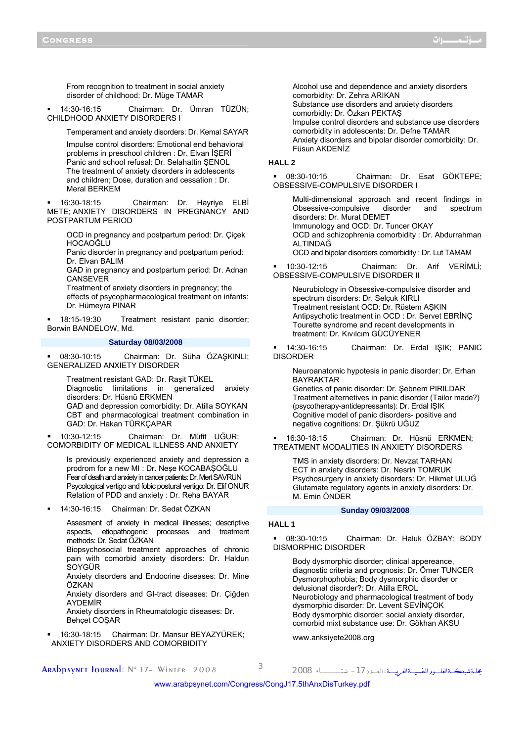From recognition to treatment in social anxiety disorder of childhood: Dr. Müge TAMAR

- 14:30-16:15 Chairman: Dr. Ümran TÜZÜN; CHILDHOOD ANXIETY DISORDERS I

Temperament and anxiety disorders: Dr. Kemal SAYAR

Impulse control disorders: Emotional and behavioral problems in preschool children : Dr. Elvan İŞERİ
Panic and school refusal: Dr. Selahattin ŞENOL
The treatment of anxiety disorders in adolescents and children; Dose, duration and cessation : Dr. Meral BERKEM

- 16:30-18:15 Chairman: Dr. Hayriye ELBİ METE; ANXIETY DISORDERS IN PREGNANCY AND POSTPARTUM PERIOD

OCD in pregnancy and postpartum period: Dr. Çiçek HOCAOĞLU
Panic disorder in pregnancy and postpartum period: Dr. Elvan BALIM
GAD in pregnancy and postpartum period: Dr. Adnan CANSEVER
Treatment of anxiety disorders in pregnancy; the effects of psycopharmacological treatment on infants: Dr. Hümeyra PINAR

- 18:15-19:30 Treatment resistant panic disorder; Borwin BANDELOW, Md.

## Saturday 08/03/2008

- 08:30-10:15 Chairman: Dr. Süha ÖZAŞKINLI; GENERALIZED ANXIETY DISORDER

Treatment resistant GAD: Dr. Raşit TÜKEL
Diagnostic limitations in generalized anxiety disorders: Dr. Hüsnü ERKMEN
GAD and depression comorbidity: Dr. Atilla SOYKAN
CBT and pharmacological treatment combination in GAD: Dr. Hakan TÜRKÇAPAR

- 10:30-12:15 Chairman: Dr. Müfit UĞUR; COMORBIDITY OF MEDICAL ILLNESS AND ANXIETY

Is previously experienced anxiety and depression a prodrom for a new MI : Dr. Neşe KOCABAŞOĞLU
Fear of death and anxiety in cancer patients: Dr. Mert SAVRUN
Psycological vertigo and fobic postural vertigo: Dr. Elif ONUR
Relation of PDD and anxiety : Dr. Reha BAYAR

- 14:30-16:15 Chairman: Dr. Sedat ÖZKAN

Assesment of anxiety in medical illnesses; descriptive aspects, etiopathogenic processes and treatment methods: Dr. Sedat ÖZKAN
Biopsychosocial treatment approaches of chronic pain with comorbid anxiety disorders: Dr. Haldun SOYGÜR
Anxiety disorders and Endocrine diseases: Dr. Mine ÖZKAN
Anxiety disorders and GI-tract diseases: Dr. Çiğden AYDEMİR
Anxiety disorders in Rheumatologic diseases: Dr. Behçet COŞAR

- 16:30-18:15 Chairman: Dr. Mansur BEYAZYÜREK; ANXIETY DISORDERS AND COMORBIDITY

Alcohol use and dependence and anxiety disorders comorbidity: Dr. Zehra ARIKAN
Substance use disorders and anxiety disorders comorbidty: Dr. Özkan PEKTAŞ
Impulse control disorders and substance use disorders comorbidity in adolescents: Dr. Defne TAMAR
Anxiety disorders and bipolar disorder comorbidity: Dr. Füsun AKDENİZ

### HALL 2

- 08:30-10:15 Chairman: Dr. Esat GÖKTEPE; OBSESSIVE-COMPULSIVE DISORDER I

Multi-dimensional approach and recent findings in Obsessive-compulsive disorder and spectrum disorders: Dr. Murat DEMET
Immunology and OCD: Dr. Tuncer OKAY
OCD and schizophrenia comorbidity : Dr. Abdurrahman ALTINDAĞ
OCD and bipolar disorders comorbidity : Dr. Lut TAMAM

- 10:30-12:15 Chairman: Dr. Arif VERİMLİ; OBSESSIVE-COMPULSIVE DISORDER II

Neurubiology in Obsessive-compulsive disorder and spectrum disorders: Dr. Selçuk KIRLI
Treatment resistant OCD: Dr. Rüstem AŞKIN
Antipsychotic treatment in OCD : Dr. Servet EBRİNÇ
Tourette syndrome and recent developments in treatment: Dr. Kıvılcım GÜCÜYENER

- 14:30-16:15 Chairman: Dr. Erdal IŞIK; PANIC DISORDER

Neuroanatomic hypotesis in panic disorder: Dr. Erhan BAYRAKTAR
Genetics of panic disorder: Dr. Şebnem PIRILDAR
Treatment alternetives in panic disorder (Tailor made?) (psycotherapy-antidepressants): Dr. Erdal IŞIK
Cognitive model of panic disorders- positive and negative cognitions: Dr. Şükrü UĞUZ

- 16:30-18:15 Chairman: Dr. Hüsnü ERKMEN; TREATMENT MODALITIES IN ANXIETY DISORDERS

TMS in anxiety disorders: Dr. Nevzat TARHAN
ECT in anxiety disorders: Dr. Nesrin TOMRUK
Psychosurgery in anxiety disorders: Dr. Hikmet ULUĞ
Glutamate regulatory agents in anxiety disorders: Dr. M. Emin ÖNDER

## Sunday 09/03/2008

### HALL 1

- 08:30-10:15 Chairman: Dr. Haluk ÖZBAY; BODY DISMORPHIC DISORDER

Body dysmorphic disorder; clinical appereance, diagnostic criteria and prognosis: Dr. Ömer TUNCER
Dysmorphophobia; Body dysmorphic disorder or delusional disorder?: Dr. Atilla EROL
Neurobiology and pharmacological treatment of body dysmorphic disorder: Dr. Levent SEVİNÇOK
Body dysmorphic disorder: social anxiety disorder, comorbid mixt substance use: Dr. Gökhan AKSU

www.anksiyete2008.org

www.arabpsynet.com/Congress/CongJ17.5thAnxDisTurkey.pdf